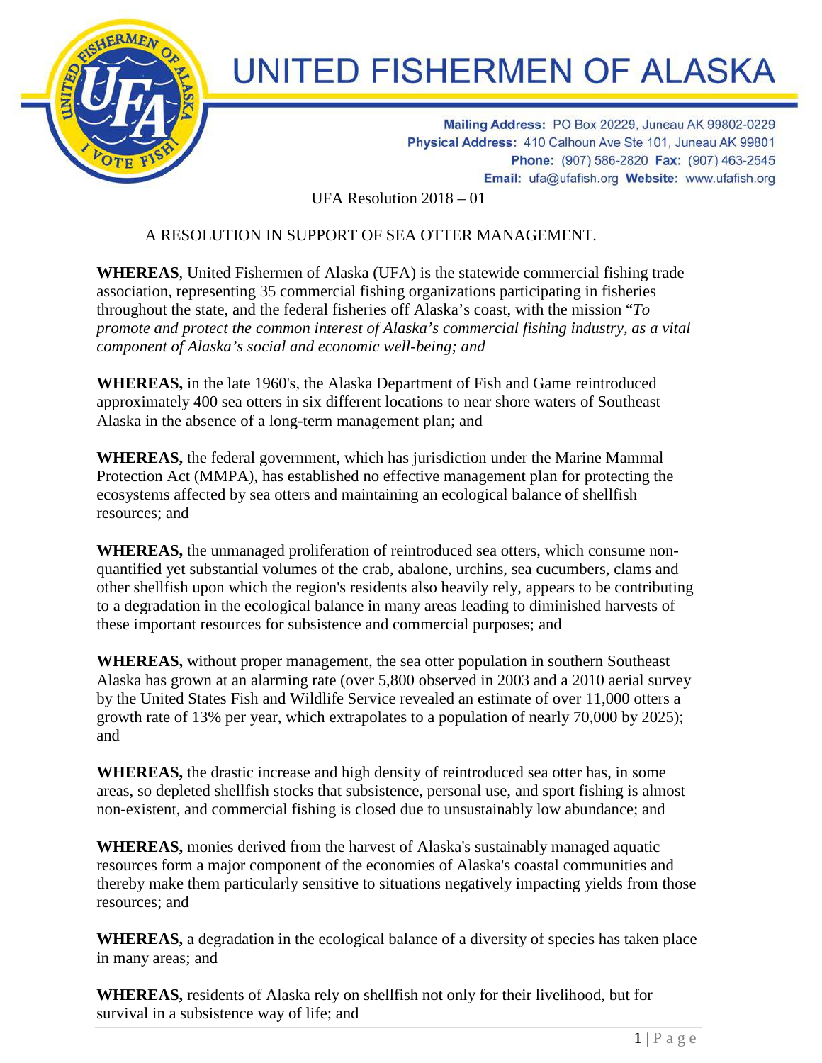# UNITED FISHERMEN OF ALASKA

**Mailing Address:** PO Box 20229, Juneau AK 99802-0229
**Physical Address:** 410 Calhoun Ave Ste 101, Juneau AK 99801
**Phone:** (907) 586-2820 **Fax:** (907) 463-2545
**Email:** ufa@ufafish.org **Website:** www.ufafish.org

UFA Resolution 2018 – 01

## A RESOLUTION IN SUPPORT OF SEA OTTER MANAGEMENT.

**WHEREAS**, United Fishermen of Alaska (UFA) is the statewide commercial fishing trade association, representing 35 commercial fishing organizations participating in fisheries throughout the state, and the federal fisheries off Alaska's coast, with the mission "*To promote and protect the common interest of Alaska's commercial fishing industry, as a vital component of Alaska's social and economic well-being; and*

**WHEREAS,** in the late 1960's, the Alaska Department of Fish and Game reintroduced approximately 400 sea otters in six different locations to near shore waters of Southeast Alaska in the absence of a long-term management plan; and

**WHEREAS,** the federal government, which has jurisdiction under the Marine Mammal Protection Act (MMPA), has established no effective management plan for protecting the ecosystems affected by sea otters and maintaining an ecological balance of shellfish resources; and

**WHEREAS,** the unmanaged proliferation of reintroduced sea otters, which consume non-quantified yet substantial volumes of the crab, abalone, urchins, sea cucumbers, clams and other shellfish upon which the region's residents also heavily rely, appears to be contributing to a degradation in the ecological balance in many areas leading to diminished harvests of these important resources for subsistence and commercial purposes; and

**WHEREAS,** without proper management, the sea otter population in southern Southeast Alaska has grown at an alarming rate (over 5,800 observed in 2003 and a 2010 aerial survey by the United States Fish and Wildlife Service revealed an estimate of over 11,000 otters a growth rate of 13% per year, which extrapolates to a population of nearly 70,000 by 2025); and

**WHEREAS,** the drastic increase and high density of reintroduced sea otter has, in some areas, so depleted shellfish stocks that subsistence, personal use, and sport fishing is almost non-existent, and commercial fishing is closed due to unsustainably low abundance; and

**WHEREAS,** monies derived from the harvest of Alaska's sustainably managed aquatic resources form a major component of the economies of Alaska's coastal communities and thereby make them particularly sensitive to situations negatively impacting yields from those resources; and

**WHEREAS,** a degradation in the ecological balance of a diversity of species has taken place in many areas; and

**WHEREAS,** residents of Alaska rely on shellfish not only for their livelihood, but for survival in a subsistence way of life; and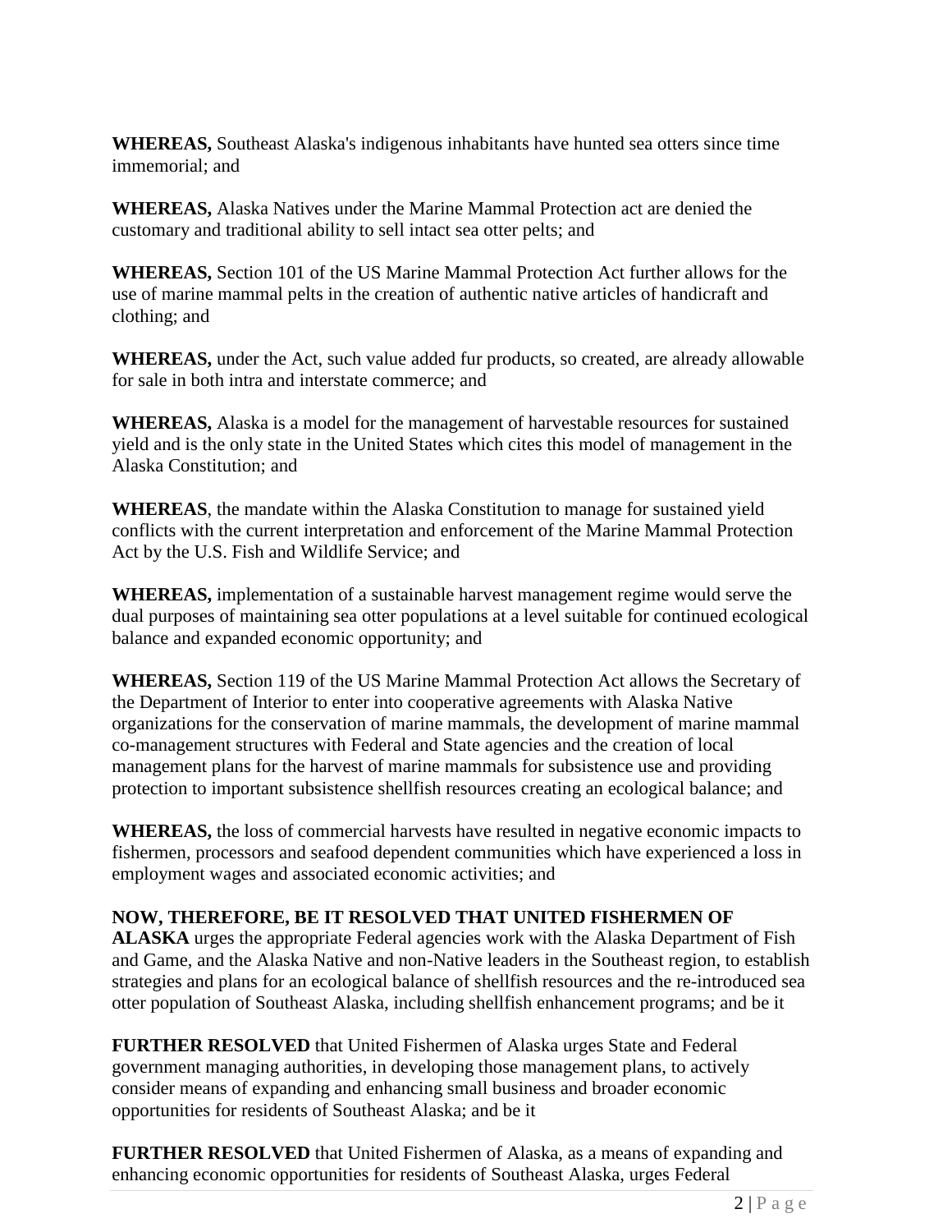**WHEREAS,** Southeast Alaska's indigenous inhabitants have hunted sea otters since time immemorial; and

**WHEREAS,** Alaska Natives under the Marine Mammal Protection act are denied the customary and traditional ability to sell intact sea otter pelts; and

**WHEREAS,** Section 101 of the US Marine Mammal Protection Act further allows for the use of marine mammal pelts in the creation of authentic native articles of handicraft and clothing; and

**WHEREAS,** under the Act, such value added fur products, so created, are already allowable for sale in both intra and interstate commerce; and

**WHEREAS,** Alaska is a model for the management of harvestable resources for sustained yield and is the only state in the United States which cites this model of management in the Alaska Constitution; and

**WHEREAS**, the mandate within the Alaska Constitution to manage for sustained yield conflicts with the current interpretation and enforcement of the Marine Mammal Protection Act by the U.S. Fish and Wildlife Service; and

**WHEREAS,** implementation of a sustainable harvest management regime would serve the dual purposes of maintaining sea otter populations at a level suitable for continued ecological balance and expanded economic opportunity; and

**WHEREAS,** Section 119 of the US Marine Mammal Protection Act allows the Secretary of the Department of Interior to enter into cooperative agreements with Alaska Native organizations for the conservation of marine mammals, the development of marine mammal co-management structures with Federal and State agencies and the creation of local management plans for the harvest of marine mammals for subsistence use and providing protection to important subsistence shellfish resources creating an ecological balance; and

**WHEREAS,** the loss of commercial harvests have resulted in negative economic impacts to fishermen, processors and seafood dependent communities which have experienced a loss in employment wages and associated economic activities; and

**NOW, THEREFORE, BE IT RESOLVED THAT UNITED FISHERMEN OF ALASKA** urges the appropriate Federal agencies work with the Alaska Department of Fish and Game, and the Alaska Native and non-Native leaders in the Southeast region, to establish strategies and plans for an ecological balance of shellfish resources and the re-introduced sea otter population of Southeast Alaska, including shellfish enhancement programs; and be it

**FURTHER RESOLVED** that United Fishermen of Alaska urges State and Federal government managing authorities, in developing those management plans, to actively consider means of expanding and enhancing small business and broader economic opportunities for residents of Southeast Alaska; and be it

**FURTHER RESOLVED** that United Fishermen of Alaska, as a means of expanding and enhancing economic opportunities for residents of Southeast Alaska, urges Federal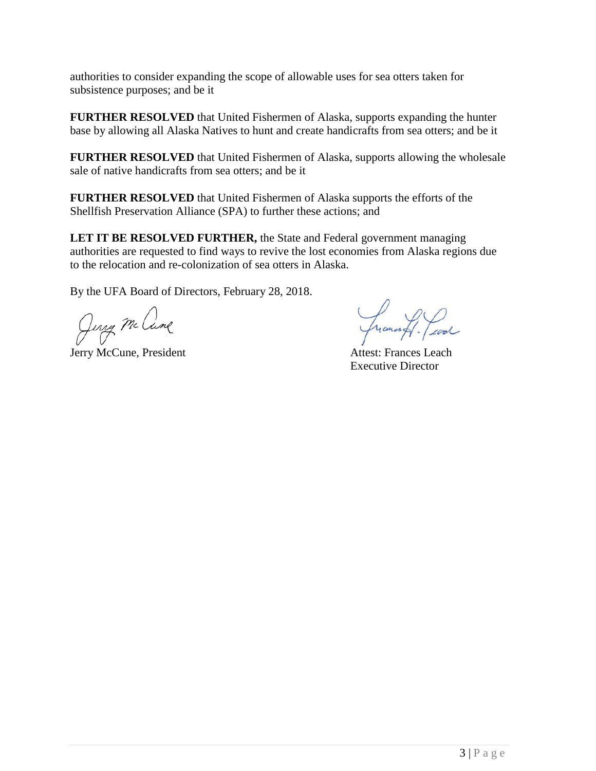authorities to consider expanding the scope of allowable uses for sea otters taken for subsistence purposes; and be it

**FURTHER RESOLVED** that United Fishermen of Alaska, supports expanding the hunter base by allowing all Alaska Natives to hunt and create handicrafts from sea otters; and be it

**FURTHER RESOLVED** that United Fishermen of Alaska, supports allowing the wholesale sale of native handicrafts from sea otters; and be it

**FURTHER RESOLVED** that United Fishermen of Alaska supports the efforts of the Shellfish Preservation Alliance (SPA) to further these actions; and

**LET IT BE RESOLVED FURTHER,** the State and Federal government managing authorities are requested to find ways to revive the lost economies from Alaska regions due to the relocation and re-colonization of sea otters in Alaska.

By the UFA Board of Directors, February 28, 2018.

Jerry McCune, President

Attest: Frances Leach
Executive Director